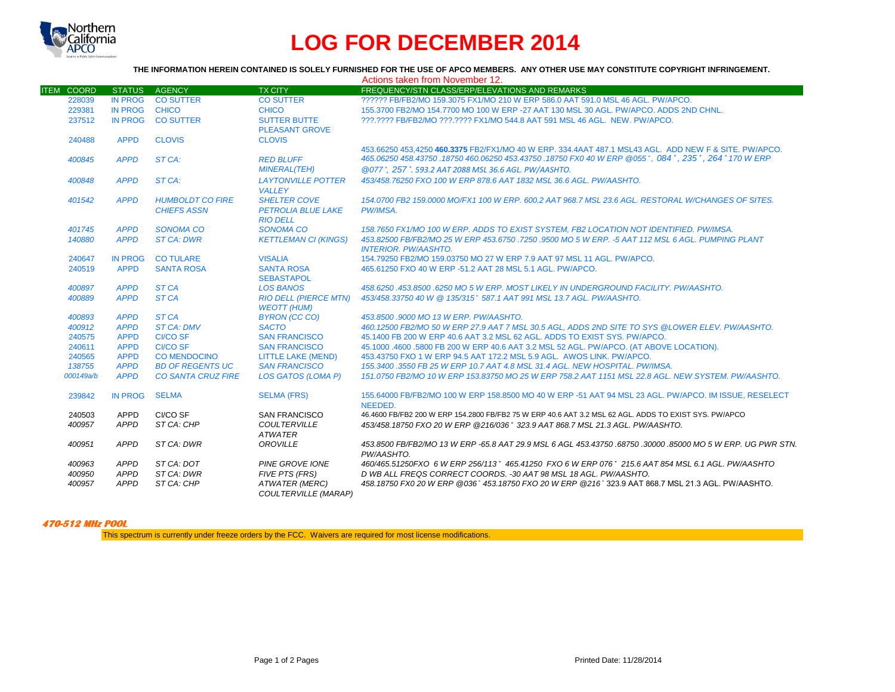# LOG FOR DECEMBER 2014

**THE INFORMATION HEREIN CONTAINED IS SOLELY FURNISHED FOR THE USE OF APCO MEMBERS. ANY OTHER USE MAY CONSTITUTE COPYRIGHT INFRINGEMENT.**

Actions taken from November 12.

| ITEM | COORD | STATUS | AGENCY | TX CITY | FREQUENCY/STN CLASS/ERP/ELEVATIONS AND REMARKS |
|---|---|---|---|---|---|
| | 228039 | IN PROG | CO SUTTER | CO SUTTER | ?????? FB/FB2/MO 159.3075 FX1/MO 210 W ERP 586.0 AAT 591.0 MSL 46 AGL. PW/APCO. |
| | 229381 | IN PROG | CHICO | CHICO | 155.3700 FB2/MO 154.7700 MO 100 W ERP -27 AAT 130 MSL 30 AGL. PW/APCO. ADDS 2ND CHNL. |
| | 237512 | IN PROG | CO SUTTER | SUTTER BUTTE PLEASANT GROVE | ???.???? FB/FB2/MO ???.???? FX1/MO 544.8 AAT 591 MSL 46 AGL. NEW. PW/APCO. |
| | 240488 | APPD | CLOVIS | CLOVIS | 453.66250 453,4250 **460.3375** FB2/FX1/MO 40 W ERP. 334.4AAT 487.1 MSL43 AGL. ADD NEW F & SITE. PW/APCO. |
| | *400845* | *APPD* | *ST CA:* | *RED BLUFF MINERAL(TEH)* | *465.06250 458.43750 .18750 460.06250 453.43750 .18750 FX0 40 W ERP @055˚, 084˚, 235˚, 264˚170 W ERP @077˚, 257˚. 593.2 AAT 2088 MSL 36.6 AGL. PW/AASHTO.* |
| | *400848* | *APPD* | *ST CA:* | *LAYTONVILLE POTTER VALLEY* | *453/458.76250 FXO 100 W ERP 878.6 AAT 1832 MSL 36.6 AGL. PW/AASHTO.* |
| | *401542* | *APPD* | *HUMBOLDT CO FIRE CHIEFS ASSN* | *SHELTER COVE PETROLIA BLUE LAKE RIO DELL* | *154.0700 FB2 159.0000 MO/FX1 100 W ERP. 600.2 AAT 968.7 MSL 23.6 AGL. RESTORAL W/CHANGES OF SITES. PW/IMSA.* |
| | *401745* | *APPD* | *SONOMA CO* | *SONOMA CO* | *158.7650 FX1/MO 100 W ERP. ADDS TO EXIST SYSTEM, FB2 LOCATION NOT IDENTIFIED. PW/IMSA.* |
| | *140880* | *APPD* | *ST CA: DWR* | *KETTLEMAN CI (KINGS)* | *453.82500 FB/FB2/MO 25 W ERP 453.6750 .7250 .9500 MO 5 W ERP. -5 AAT 112 MSL 6 AGL. PUMPING PLANT INTERIOR. PW/AASHTO.* |
| | 240647 | IN PROG | CO TULARE | VISALIA | 154.79250 FB2/MO 159.03750 MO 27 W ERP 7.9 AAT 97 MSL 11 AGL. PW/APCO. |
| | 240519 | APPD | SANTA ROSA | SANTA ROSA SEBASTAPOL | 465.61250 FXO 40 W ERP -51.2 AAT 28 MSL 5.1 AGL. PW/APCO. |
| | *400897* | *APPD* | *ST CA* | *LOS BANOS* | *458.6250 .453.8500 .6250 MO 5 W ERP. MOST LIKELY IN UNDERGROUND FACILITY. PW/AASHTO.* |
| | *400889* | *APPD* | *ST CA* | *RIO DELL (PIERCE MTN) WEOTT (HUM)* | *453/458.33750 40 W @ 135/315˚ 587.1 AAT 991 MSL 13.7 AGL. PW/AASHTO.* |
| | *400893* | *APPD* | *ST CA* | *BYRON (CC CO)* | *453.8500 .9000 MO 13 W ERP. PW/AASHTO.* |
| | *400912* | *APPD* | *ST CA: DMV* | *SACTO* | *460.12500 FB2/MO 50 W ERP 27.9 AAT 7 MSL 30.5 AGL, ADDS 2ND SITE TO SYS @LOWER ELEV. PW/AASHTO.* |
| | 240575 | APPD | CI/CO SF | SAN FRANCISCO | 45.1400 FB 200 W ERP 40.6 AAT 3.2 MSL 62 AGL. ADDS TO EXIST SYS. PW/APCO. |
| | 240611 | APPD | CI/CO SF | SAN FRANCISCO | 45.1000 .4600 .5800 FB 200 W ERP 40.6 AAT 3.2 MSL 52 AGL. PW/APCO. (AT ABOVE LOCATION). |
| | 240565 | APPD | CO MENDOCINO | LITTLE LAKE (MEND) | 453.43750 FXO 1 W ERP 94.5 AAT 172.2 MSL 5.9 AGL. AWOS LINK. PW/APCO. |
| | *138755* | *APPD* | *BD OF REGENTS UC* | *SAN FRANCISCO* | *155.3400 .3550 FB 25 W ERP 10.7 AAT 4.8 MSL 31.4 AGL. NEW HOSPITAL. PW/IMSA.* |
| | *000149a/b* | *APPD* | *CO SANTA CRUZ FIRE* | *LOS GATOS (LOMA P)* | *151.0750 FB2/MO 10 W ERP 153.83750 MO 25 W ERP 758.2 AAT 1151 MSL 22.8 AGL. NEW SYSTEM. PW/AASHTO.* |
| | 239842 | IN PROG | SELMA | SELMA (FRS) | 155.64000 FB/FB2/MO 100 W ERP 158.8500 MO 40 W ERP -51 AAT 94 MSL 23 AGL. PW/APCO. IM ISSUE, RESELECT NEEDED. |
| | 240503 | APPD | CI/CO SF | SAN FRANCISCO | 46.4600 FB/FB2 200 W ERP 154.2800 FB/FB2 75 W ERP 40.6 AAT 3.2 MSL 62 AGL. ADDS TO EXIST SYS. PW/APCO |
| | *400957* | *APPD* | *ST CA: CHP* | *COULTERVILLE ATWATER* | *453/458.18750 FXO 20 W ERP @216/036˚ 323.9 AAT 868.7 MSL 21.3 AGL. PW/AASHTO.* |
| | *400951* | *APPD* | *ST CA: DWR* | *OROVILLE* | *453.8500 FB/FB2/MO 13 W ERP -65.8 AAT 29.9 MSL 6 AGL 453.43750 .68750 .30000 .85000 MO 5 W ERP. UG PWR STN. PW/AASHTO.* |
| | *400963* | *APPD* | *ST CA: DOT* | *PINE GROVE IONE* | *460/465.51250FXO 6 W ERP 256/113˚ 465.41250 FXO 6 W ERP 076˚ 215.6 AAT 854 MSL 6.1 AGL. PW/AASHTO* |
| | *400950* | *APPD* | *ST CA: DWR* | *FIVE PTS (FRS)* | *D WB ALL FREQS CORRECT COORDS. -30 AAT 98 MSL 18 AGL. PW/AASHTO.* |
| | *400957* | *APPD* | *ST CA: CHP* | *ATWATER (MERC) COULTERVILLE (MARAP)* | *458.18750 FX0 20 W ERP @036˚ 453.18750 FXO 20 W ERP @216˚* 323.9 AAT 868.7 MSL 21.3 AGL. PW/AASHTO. |

***470-512 MHz POOL***

This spectrum is currently under freeze orders by the FCC. Waivers are required for most license modifications.

Printed Date: 11/28/2014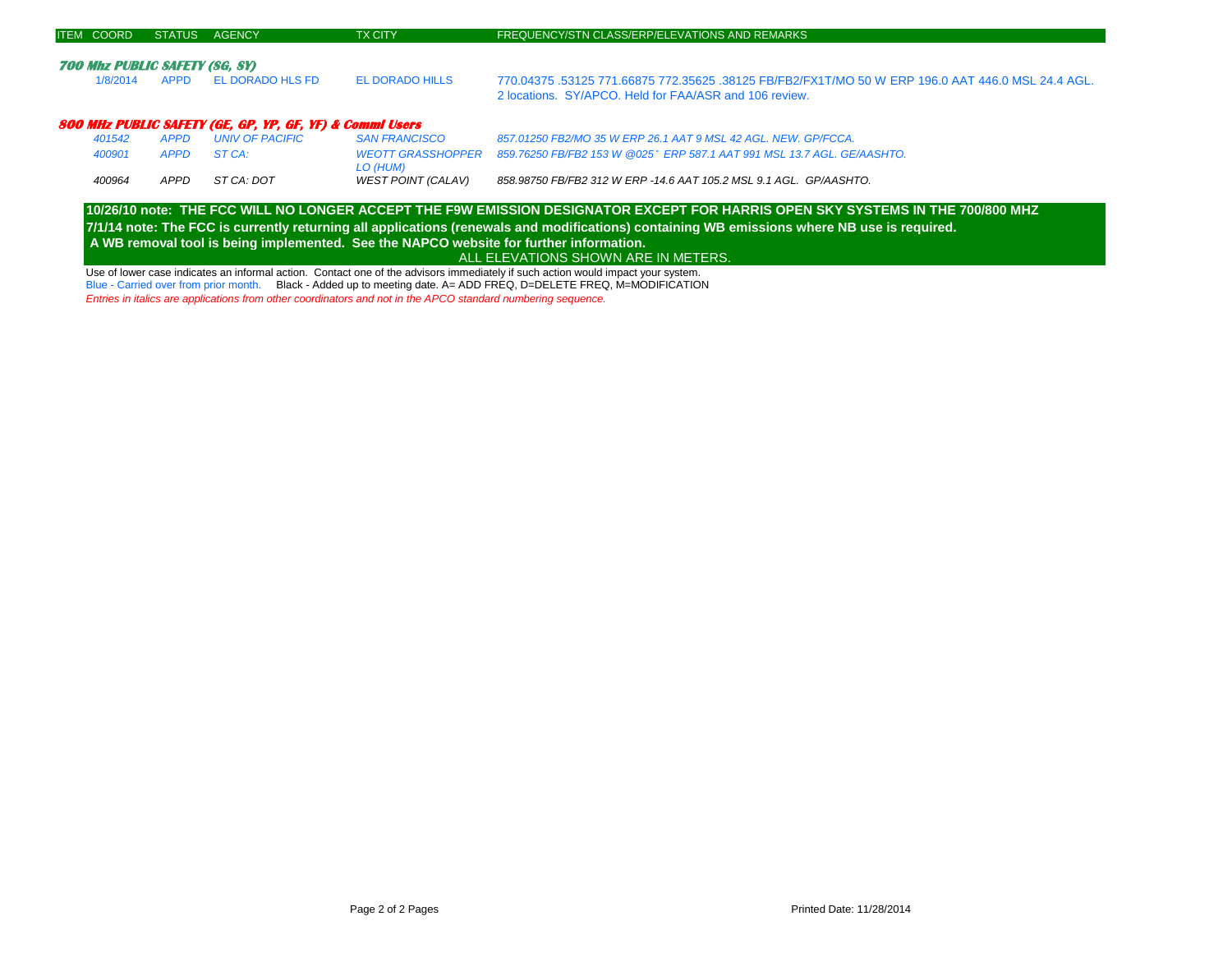| ITEM | COORD | STATUS | AGENCY | TX CITY | FREQUENCY/STN CLASS/ERP/ELEVATIONS AND REMARKS |
|---|---|---|---|---|---|
| ***700 Mhz PUBLIC SAFETY (SG, SY)*** | | | | | |
| | 1/8/2014 | APPD | EL DORADO HLS FD | EL DORADO HILLS | 770.04375 .53125 771.66875 772.35625 .38125 FB/FB2/FX1T/MO 50 W ERP 196.0 AAT 446.0 MSL 24.4 AGL. 2 locations. SY/APCO. Held for FAA/ASR and 106 review. |
| ***800 MHz PUBLIC SAFETY (GE, GP, YP, GF, YF) & Comml Users*** | | | | | |
| | *401542* | *APPD* | *UNIV OF PACIFIC* | *SAN FRANCISCO* | *857.01250 FB2/MO 35 W ERP 26.1 AAT 9 MSL 42 AGL. NEW. GP/FCCA.* |
| | *400901* | *APPD* | *ST CA:* | *WEOTT GRASSHOPPER LO (HUM)* | *859.76250 FB/FB2 153 W @025° ERP 587.1 AAT 991 MSL 13.7 AGL. GE/AASHTO.* |
| | *400964* | *APPD* | *ST CA: DOT* | *WEST POINT (CALAV)* | *858.98750 FB/FB2 312 W ERP -14.6 AAT 105.2 MSL 9.1 AGL. GP/AASHTO.* |

**10/26/10 note: THE FCC WILL NO LONGER ACCEPT THE F9W EMISSION DESIGNATOR EXCEPT FOR HARRIS OPEN SKY SYSTEMS IN THE 700/800 MHZ**

**7/1/14 note: The FCC is currently returning all applications (renewals and modifications) containing WB emissions where NB use is required.**

**A WB removal tool is being implemented. See the NAPCO website for further information.**

ALL ELEVATIONS SHOWN ARE IN METERS.

Use of lower case indicates an informal action. Contact one of the advisors immediately if such action would impact your system.

Blue - Carried over from prior month. Black - Added up to meeting date. A= ADD FREQ, D=DELETE FREQ, M=MODIFICATION

*Entries in italics are applications from other coordinators and not in the APCO standard numbering sequence.*

Printed Date: 11/28/2014